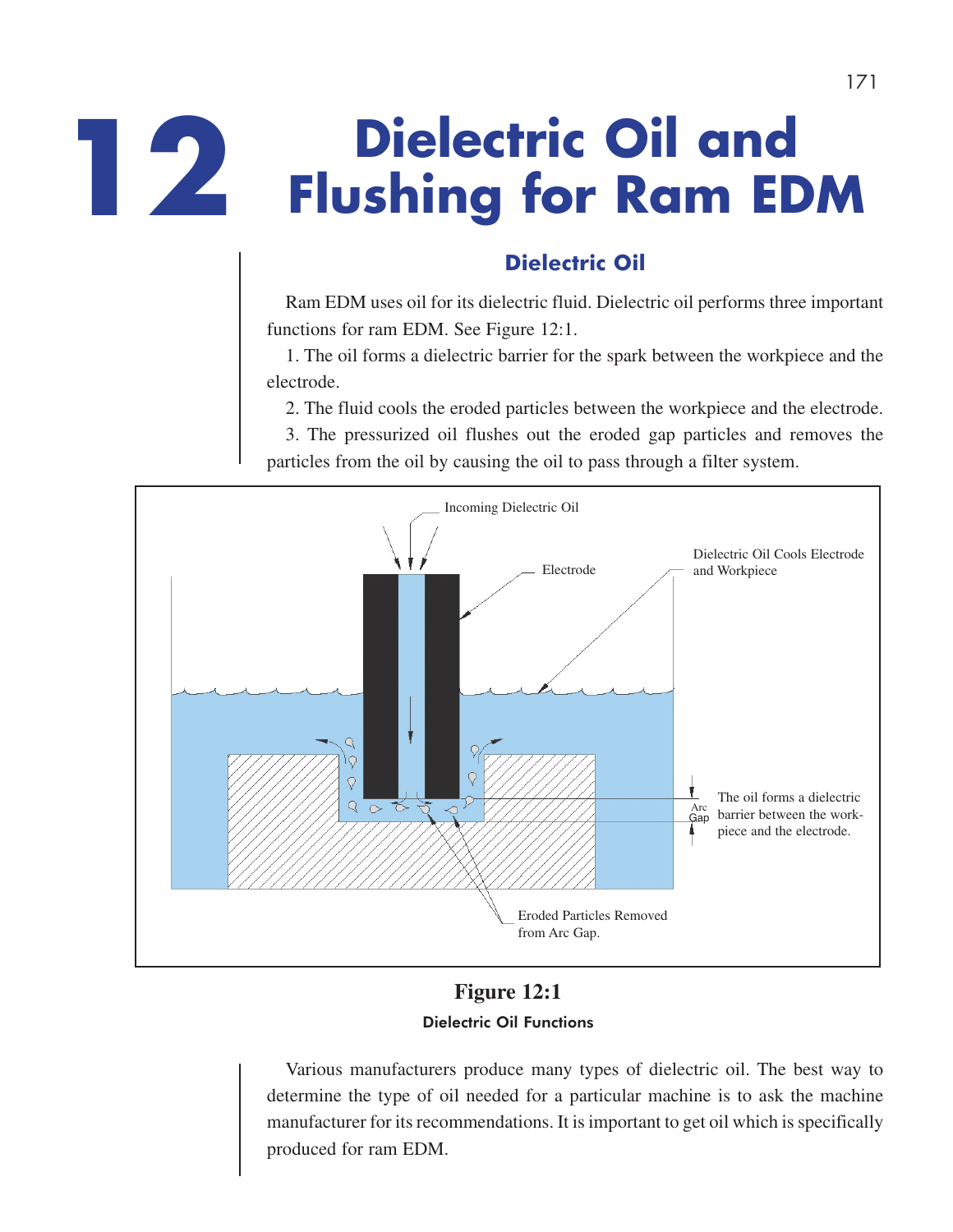# 12 Dielectric Oil and Flushing for Ram EDM

## Dielectric Oil

Ram EDM uses oil for its dielectric fluid. Dielectric oil performs three important functions for ram EDM. See Figure 12:1.

1. The oil forms a dielectric barrier for the spark between the workpiece and the electrode.

2. The fluid cools the eroded particles between the workpiece and the electrode.

3. The pressurized oil flushes out the eroded gap particles and removes the particles from the oil by causing the oil to pass through a filter system.

**Figure 12:1**

Dielectric Oil Functions

Various manufacturers produce many types of dielectric oil. The best way to determine the type of oil needed for a particular machine is to ask the machine manufacturer for its recommendations. It is important to get oil which is specifically produced for ram EDM.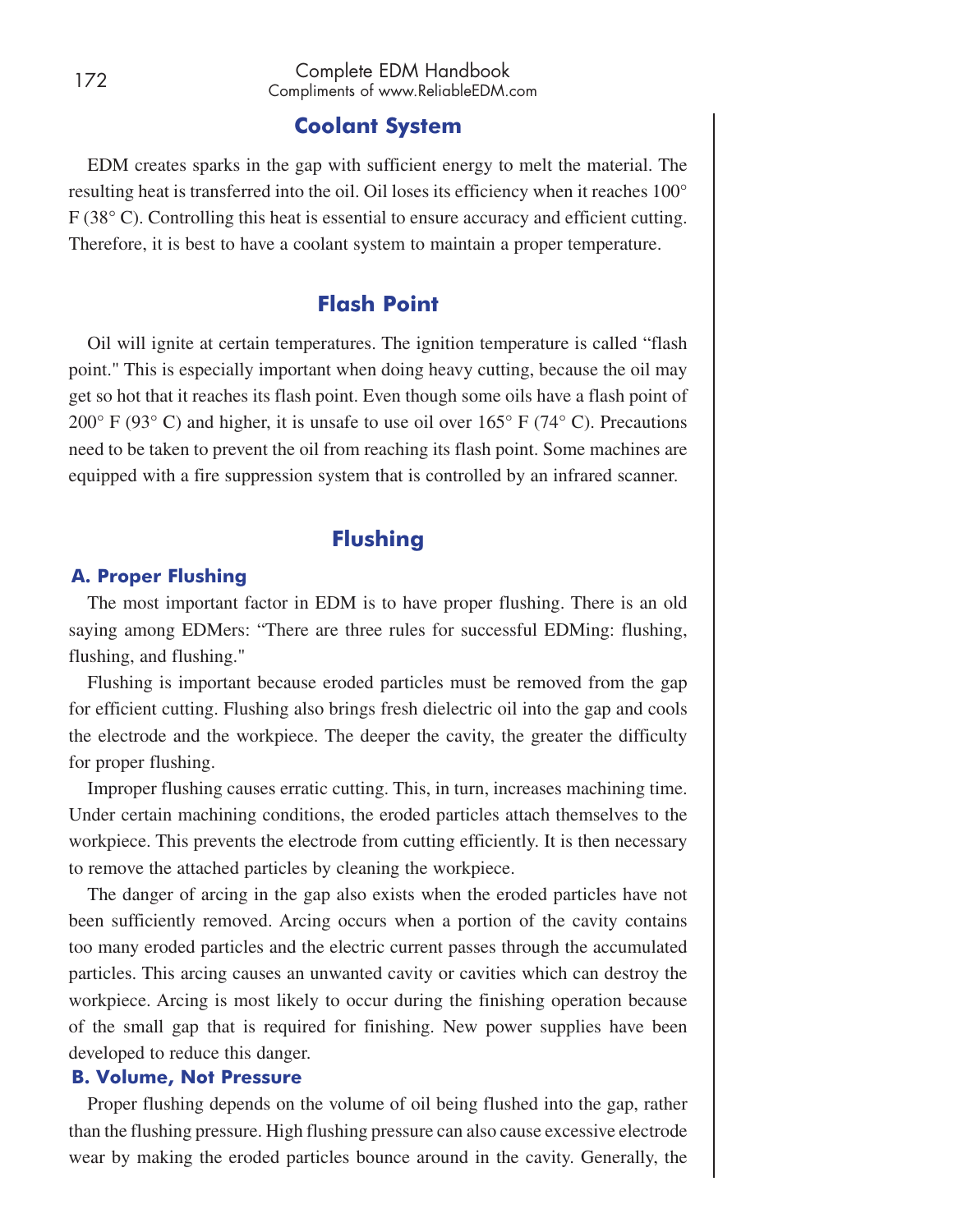## Coolant System

EDM creates sparks in the gap with sufficient energy to melt the material. The resulting heat is transferred into the oil. Oil loses its efficiency when it reaches 100° F (38° C). Controlling this heat is essential to ensure accuracy and efficient cutting. Therefore, it is best to have a coolant system to maintain a proper temperature.

## Flash Point

Oil will ignite at certain temperatures. The ignition temperature is called "flash point." This is especially important when doing heavy cutting, because the oil may get so hot that it reaches its flash point. Even though some oils have a flash point of 200° F (93° C) and higher, it is unsafe to use oil over 165° F (74° C). Precautions need to be taken to prevent the oil from reaching its flash point. Some machines are equipped with a fire suppression system that is controlled by an infrared scanner.

## Flushing

### A. Proper Flushing

The most important factor in EDM is to have proper flushing. There is an old saying among EDMers: "There are three rules for successful EDMing: flushing, flushing, and flushing."

Flushing is important because eroded particles must be removed from the gap for efficient cutting. Flushing also brings fresh dielectric oil into the gap and cools the electrode and the workpiece. The deeper the cavity, the greater the difficulty for proper flushing.

Improper flushing causes erratic cutting. This, in turn, increases machining time. Under certain machining conditions, the eroded particles attach themselves to the workpiece. This prevents the electrode from cutting efficiently. It is then necessary to remove the attached particles by cleaning the workpiece.

The danger of arcing in the gap also exists when the eroded particles have not been sufficiently removed. Arcing occurs when a portion of the cavity contains too many eroded particles and the electric current passes through the accumulated particles. This arcing causes an unwanted cavity or cavities which can destroy the workpiece. Arcing is most likely to occur during the finishing operation because of the small gap that is required for finishing. New power supplies have been developed to reduce this danger.

### B. Volume, Not Pressure

Proper flushing depends on the volume of oil being flushed into the gap, rather than the flushing pressure. High flushing pressure can also cause excessive electrode wear by making the eroded particles bounce around in the cavity. Generally, the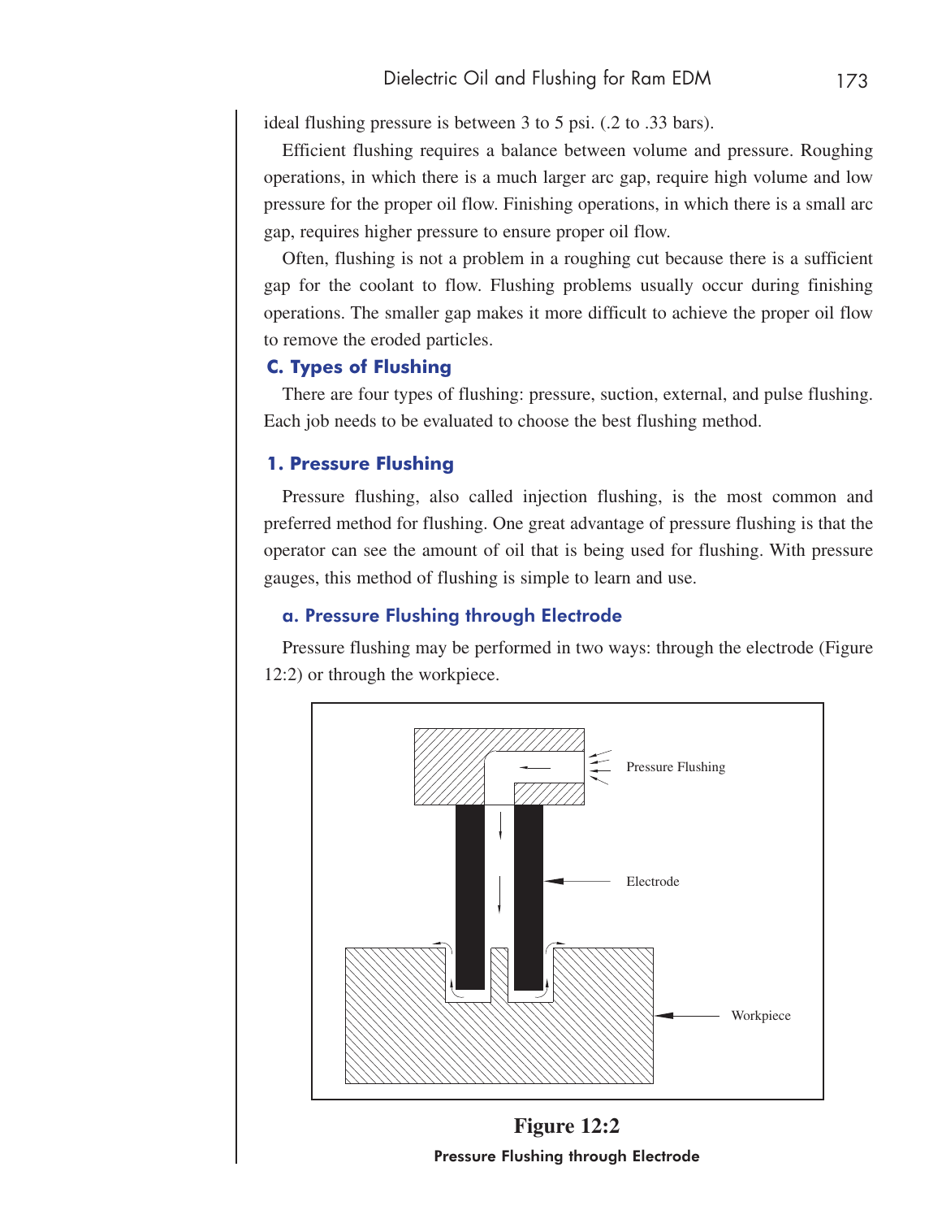ideal flushing pressure is between 3 to 5 psi. (.2 to .33 bars).

Efficient flushing requires a balance between volume and pressure. Roughing operations, in which there is a much larger arc gap, require high volume and low pressure for the proper oil flow. Finishing operations, in which there is a small arc gap, requires higher pressure to ensure proper oil flow.

Often, flushing is not a problem in a roughing cut because there is a sufficient gap for the coolant to flow. Flushing problems usually occur during finishing operations. The smaller gap makes it more difficult to achieve the proper oil flow to remove the eroded particles.

## C. Types of Flushing

There are four types of flushing: pressure, suction, external, and pulse flushing. Each job needs to be evaluated to choose the best flushing method.

### 1. Pressure Flushing

Pressure flushing, also called injection flushing, is the most common and preferred method for flushing. One great advantage of pressure flushing is that the operator can see the amount of oil that is being used for flushing. With pressure gauges, this method of flushing is simple to learn and use.

#### a. Pressure Flushing through Electrode

Pressure flushing may be performed in two ways: through the electrode (Figure 12:2) or through the workpiece.

Pressure Flushing

Electrode

Workpiece

**Figure 12:2**

**Pressure Flushing through Electrode**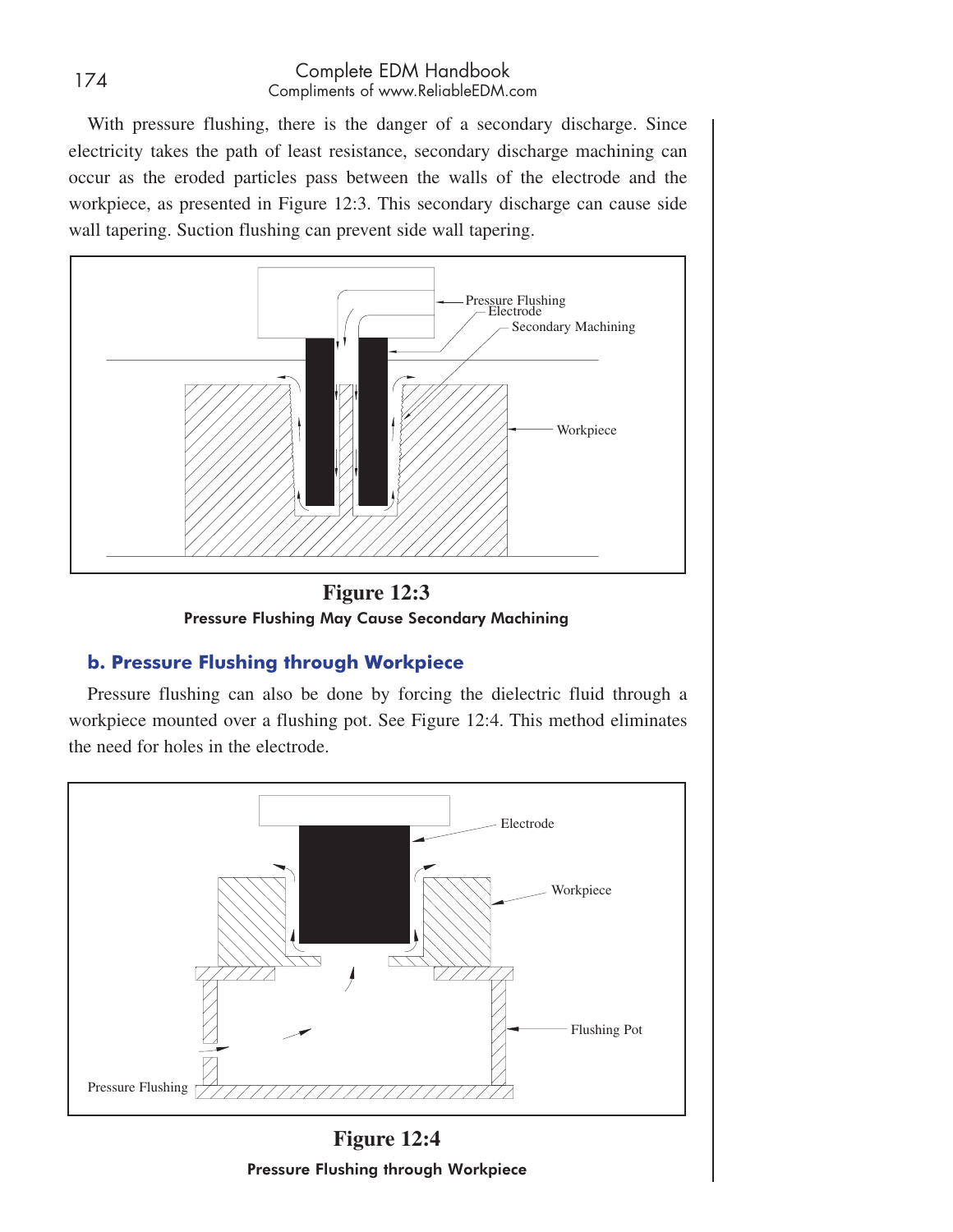With pressure flushing, there is the danger of a secondary discharge. Since electricity takes the path of least resistance, secondary discharge machining can occur as the eroded particles pass between the walls of the electrode and the workpiece, as presented in Figure 12:3. This secondary discharge can cause side wall tapering. Suction flushing can prevent side wall tapering.

**Figure 12:3**

**Pressure Flushing May Cause Secondary Machining**

### b. Pressure Flushing through Workpiece

Pressure flushing can also be done by forcing the dielectric fluid through a workpiece mounted over a flushing pot. See Figure 12:4. This method eliminates the need for holes in the electrode.

**Figure 12:4**

**Pressure Flushing through Workpiece**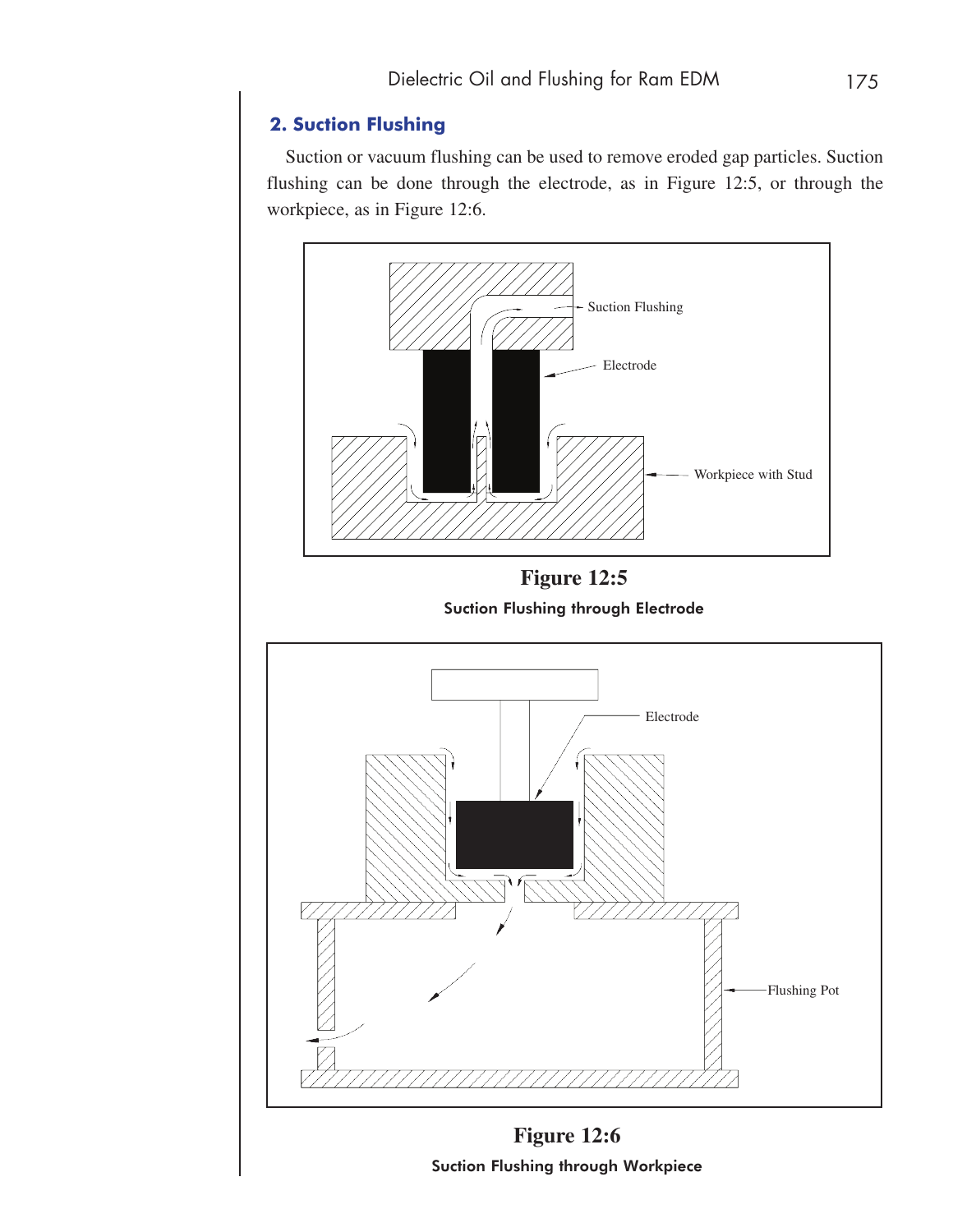## 2. Suction Flushing

Suction or vacuum flushing can be used to remove eroded gap particles. Suction flushing can be done through the electrode, as in Figure 12:5, or through the workpiece, as in Figure 12:6.

Suction Flushing

Electrode

Workpiece with Stud

**Figure 12:5**

**Suction Flushing through Electrode**

Electrode

Flushing Pot

**Figure 12:6**

**Suction Flushing through Workpiece**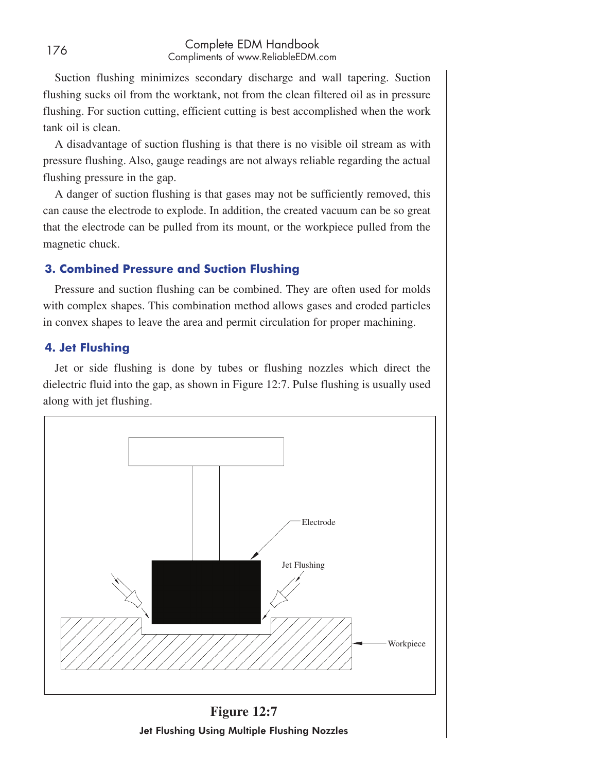Suction flushing minimizes secondary discharge and wall tapering. Suction flushing sucks oil from the worktank, not from the clean filtered oil as in pressure flushing. For suction cutting, efficient cutting is best accomplished when the work tank oil is clean.

A disadvantage of suction flushing is that there is no visible oil stream as with pressure flushing. Also, gauge readings are not always reliable regarding the actual flushing pressure in the gap.

A danger of suction flushing is that gases may not be sufficiently removed, this can cause the electrode to explode. In addition, the created vacuum can be so great that the electrode can be pulled from its mount, or the workpiece pulled from the magnetic chuck.

### 3. Combined Pressure and Suction Flushing

Pressure and suction flushing can be combined. They are often used for molds with complex shapes. This combination method allows gases and eroded particles in convex shapes to leave the area and permit circulation for proper machining.

### 4. Jet Flushing

Jet or side flushing is done by tubes or flushing nozzles which direct the dielectric fluid into the gap, as shown in Figure 12:7. Pulse flushing is usually used along with jet flushing.

Electrode

Jet Flushing

Workpiece

**Figure 12:7**

**Jet Flushing Using Multiple Flushing Nozzles**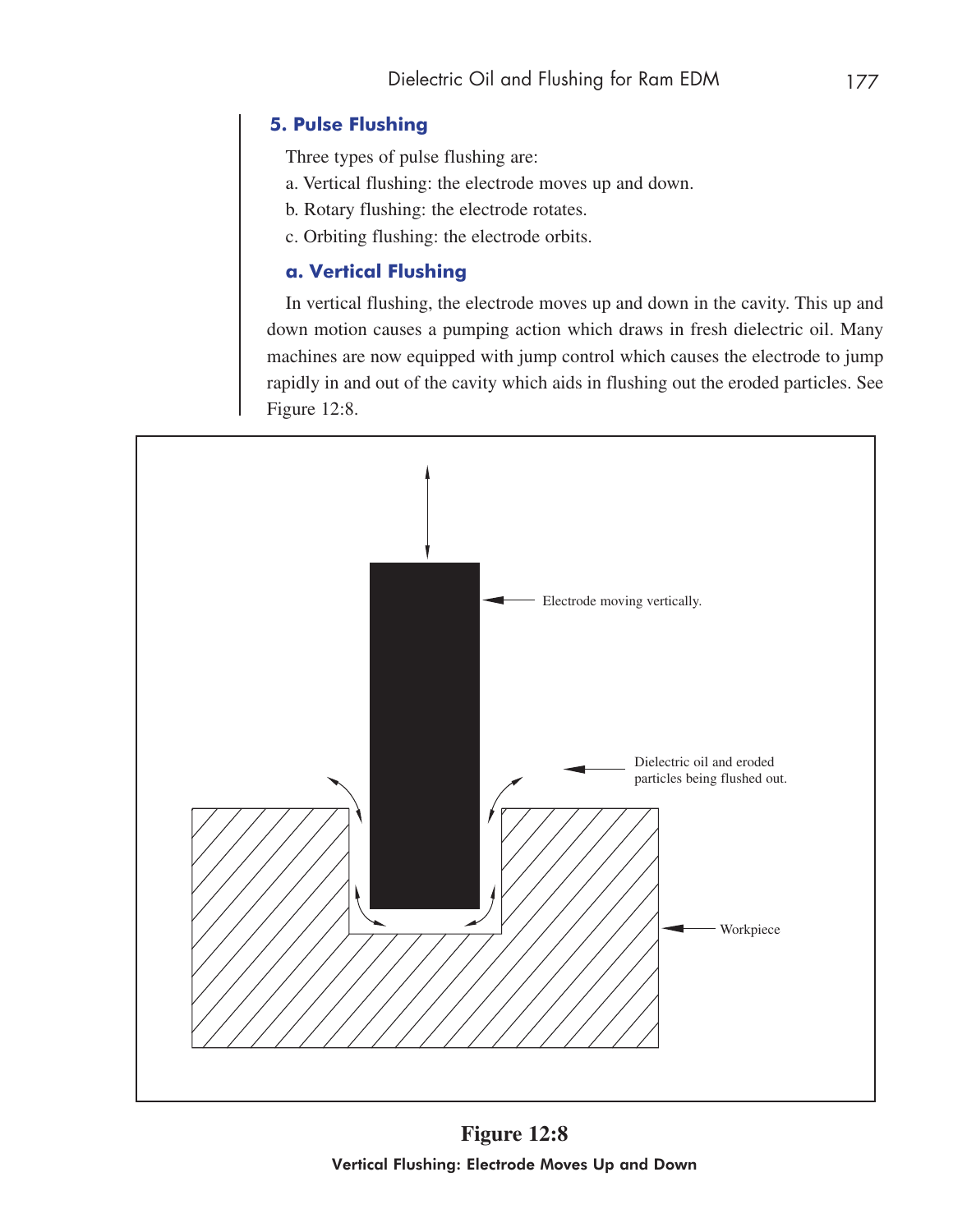### 5. Pulse Flushing

Three types of pulse flushing are:

a. Vertical flushing: the electrode moves up and down.

b. Rotary flushing: the electrode rotates.

c. Orbiting flushing: the electrode orbits.

#### a. Vertical Flushing

In vertical flushing, the electrode moves up and down in the cavity. This up and down motion causes a pumping action which draws in fresh dielectric oil. Many machines are now equipped with jump control which causes the electrode to jump rapidly in and out of the cavity which aids in flushing out the eroded particles. See Figure 12:8.

Electrode moving vertically.

Dielectric oil and eroded particles being flushed out.

Workpiece

**Figure 12:8**

**Vertical Flushing: Electrode Moves Up and Down**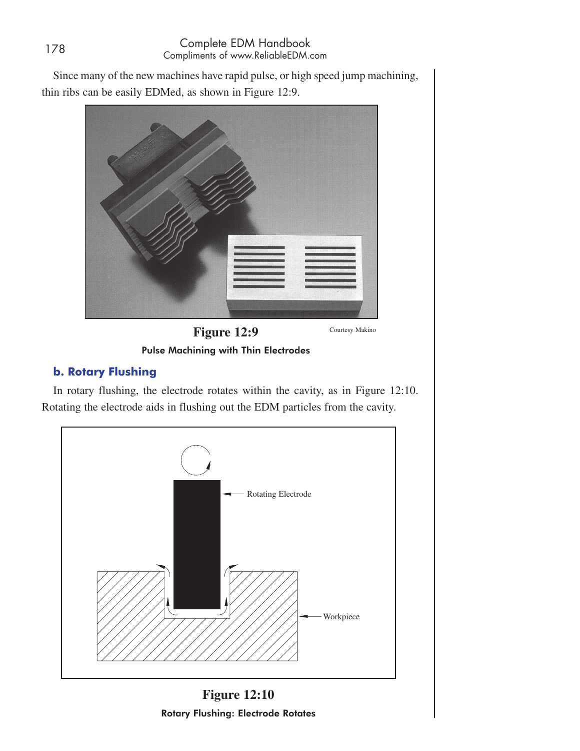Since many of the new machines have rapid pulse, or high speed jump machining, thin ribs can be easily EDMed, as shown in Figure 12:9.

**Figure 12:9** Courtesy Makino

**Pulse Machining with Thin Electrodes**

### b. Rotary Flushing

In rotary flushing, the electrode rotates within the cavity, as in Figure 12:10. Rotating the electrode aids in flushing out the EDM particles from the cavity.

Rotating Electrode

Workpiece

**Figure 12:10**

**Rotary Flushing: Electrode Rotates**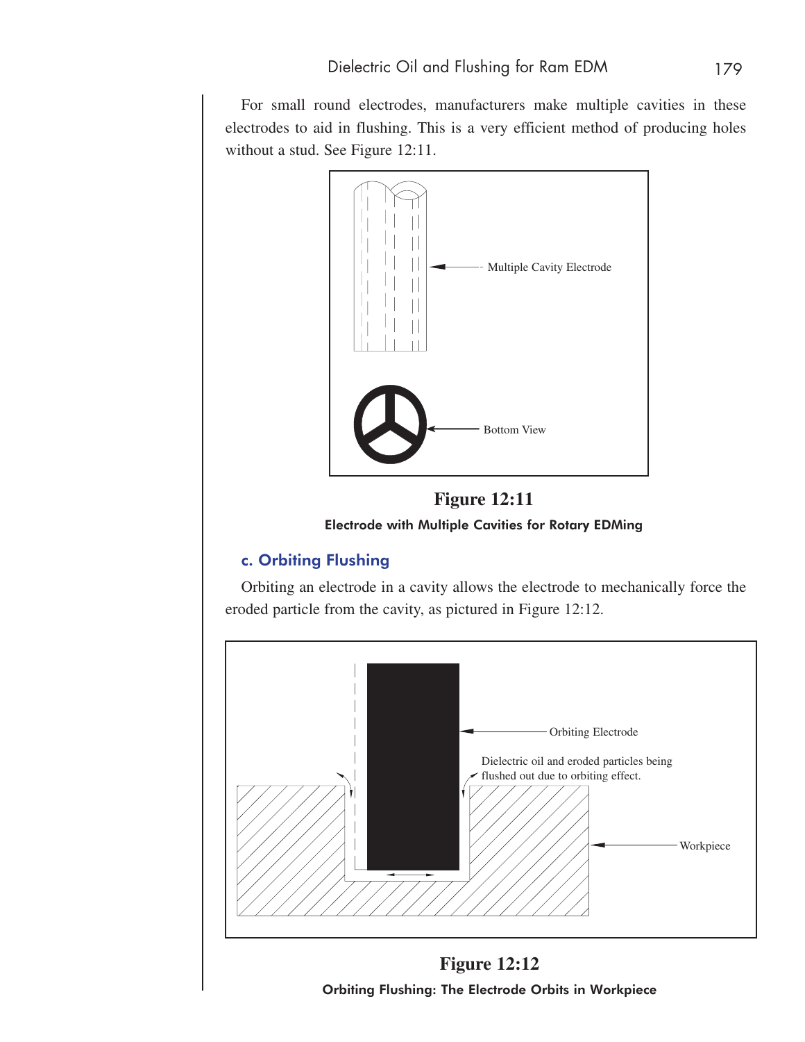For small round electrodes, manufacturers make multiple cavities in these electrodes to aid in flushing. This is a very efficient method of producing holes without a stud. See Figure 12:11.

Multiple Cavity Electrode

Bottom View

**Figure 12:11**

**Electrode with Multiple Cavities for Rotary EDMing**

### c. Orbiting Flushing

Orbiting an electrode in a cavity allows the electrode to mechanically force the eroded particle from the cavity, as pictured in Figure 12:12.

Orbiting Electrode

Dielectric oil and eroded particles being flushed out due to orbiting effect.

Workpiece

**Figure 12:12**

**Orbiting Flushing: The Electrode Orbits in Workpiece**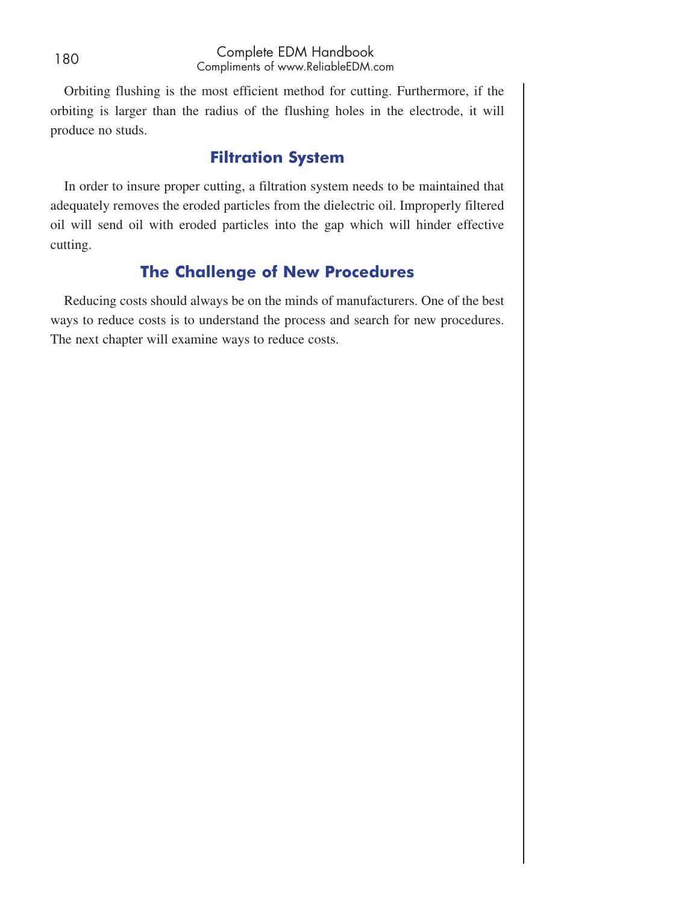Orbiting flushing is the most efficient method for cutting. Furthermore, if the orbiting is larger than the radius of the flushing holes in the electrode, it will produce no studs.

## Filtration System

In order to insure proper cutting, a filtration system needs to be maintained that adequately removes the eroded particles from the dielectric oil. Improperly filtered oil will send oil with eroded particles into the gap which will hinder effective cutting.

## The Challenge of New Procedures

Reducing costs should always be on the minds of manufacturers. One of the best ways to reduce costs is to understand the process and search for new procedures. The next chapter will examine ways to reduce costs.